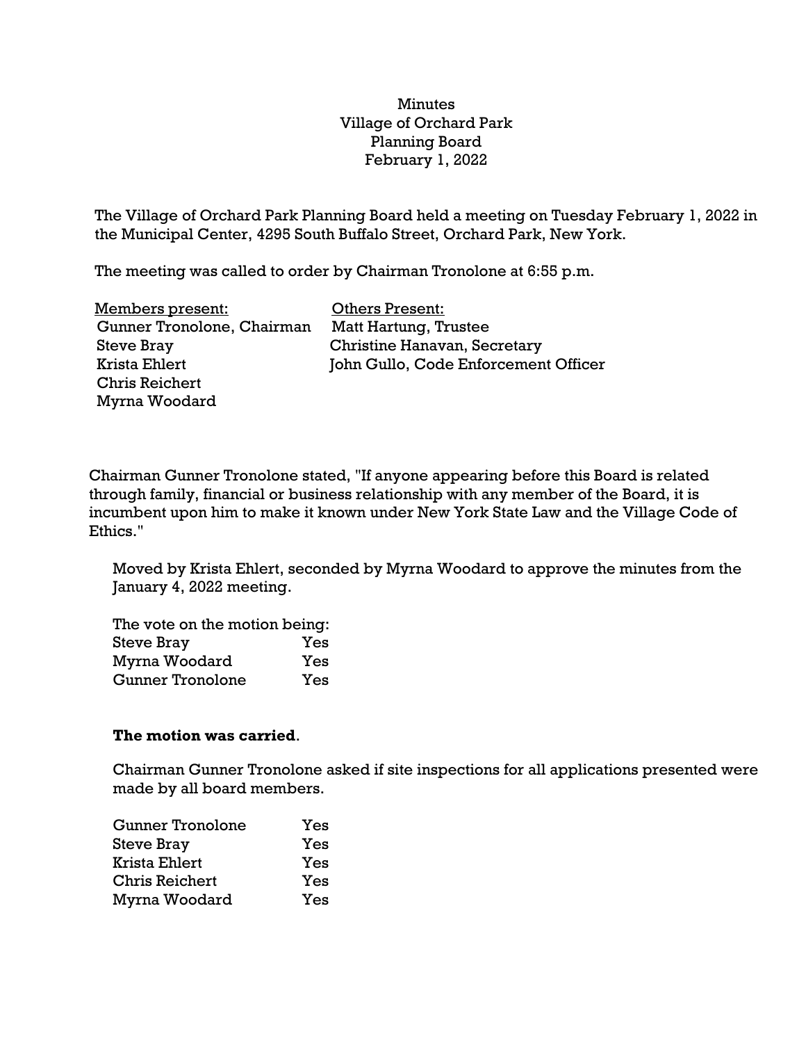Minutes
Village of Orchard Park
Planning Board
February 1, 2022

The Village of Orchard Park Planning Board held a meeting on Tuesday February 1, 2022 in the Municipal Center, 4295 South Buffalo Street, Orchard Park, New York.

The meeting was called to order by Chairman Tronolone at 6:55 p.m.

| Members present: | Others Present: |
|---|---|
| Gunner Tronolone, Chairman | Matt Hartung, Trustee |
| Steve Bray | Christine Hanavan, Secretary |
| Krista Ehlert | John Gullo, Code Enforcement Officer |
| Chris Reichert | |
| Myrna Woodard | |

Chairman Gunner Tronolone stated, "If anyone appearing before this Board is related through family, financial or business relationship with any member of the Board, it is incumbent upon him to make it known under New York State Law and the Village Code of Ethics."

Moved by Krista Ehlert, seconded by Myrna Woodard to approve the minutes from the January 4, 2022 meeting.

The vote on the motion being:

| | |
|---|---|
| Steve Bray | Yes |
| Myrna Woodard | Yes |
| Gunner Tronolone | Yes |

**The motion was carried**.

Chairman Gunner Tronolone asked if site inspections for all applications presented were made by all board members.

| | |
|---|---|
| Gunner Tronolone | Yes |
| Steve Bray | Yes |
| Krista Ehlert | Yes |
| Chris Reichert | Yes |
| Myrna Woodard | Yes |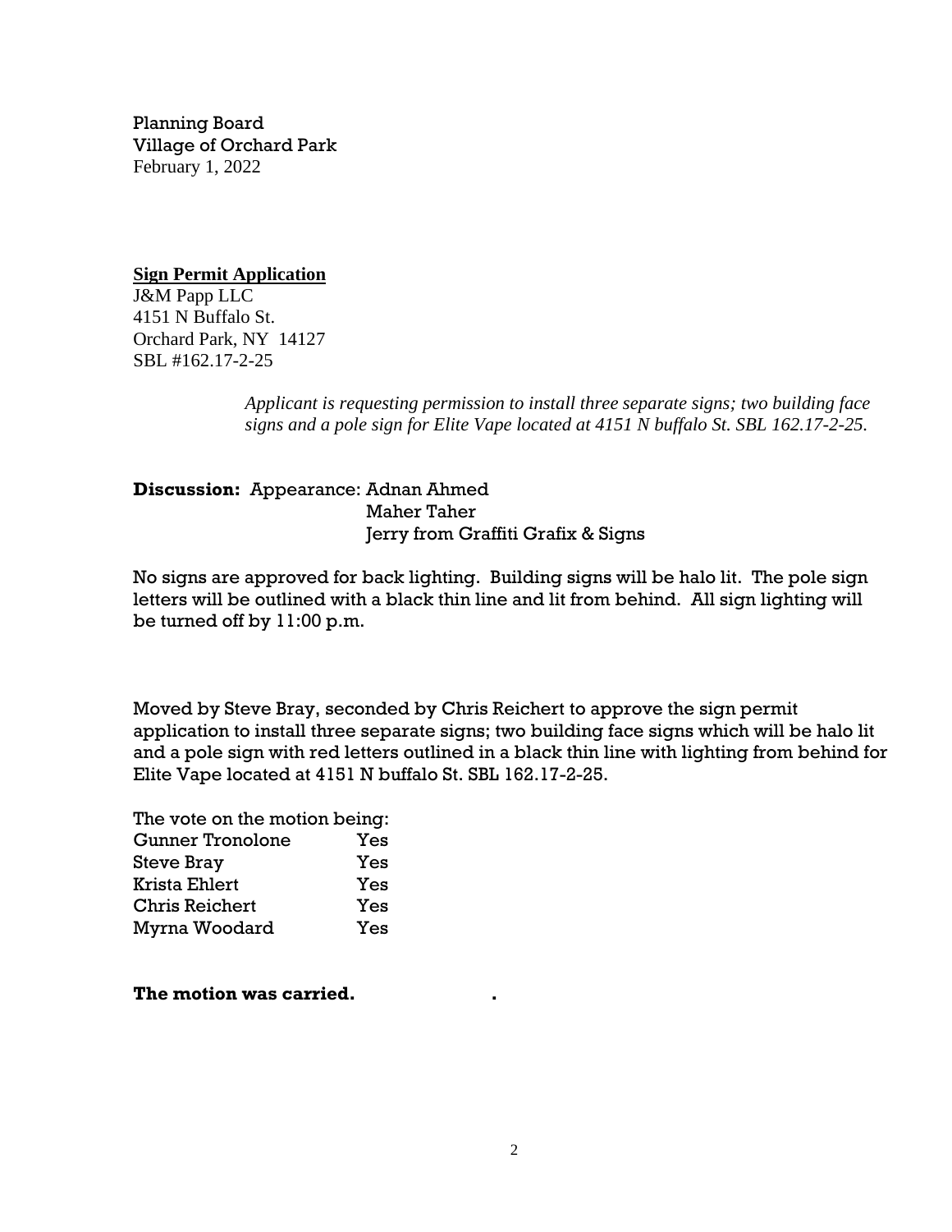Planning Board
Village of Orchard Park
February 1, 2022

**Sign Permit Application**
J&M Papp LLC
4151 N Buffalo St.
Orchard Park, NY 14127
SBL #162.17-2-25

> *Applicant is requesting permission to install three separate signs; two building face signs and a pole sign for Elite Vape located at 4151 N buffalo St. SBL 162.17-2-25.*

**Discussion:** Appearance: Adnan Ahmed
Maher Taher
Jerry from Graffiti Grafix & Signs

No signs are approved for back lighting. Building signs will be halo lit. The pole sign letters will be outlined with a black thin line and lit from behind. All sign lighting will be turned off by 11:00 p.m.

Moved by Steve Bray, seconded by Chris Reichert to approve the sign permit application to install three separate signs; two building face signs which will be halo lit and a pole sign with red letters outlined in a black thin line with lighting from behind for Elite Vape located at 4151 N buffalo St. SBL 162.17-2-25.

The vote on the motion being:

| | |
|---|---|
| Gunner Tronolone | Yes |
| Steve Bray | Yes |
| Krista Ehlert | Yes |
| Chris Reichert | Yes |
| Myrna Woodard | Yes |

**The motion was carried.** .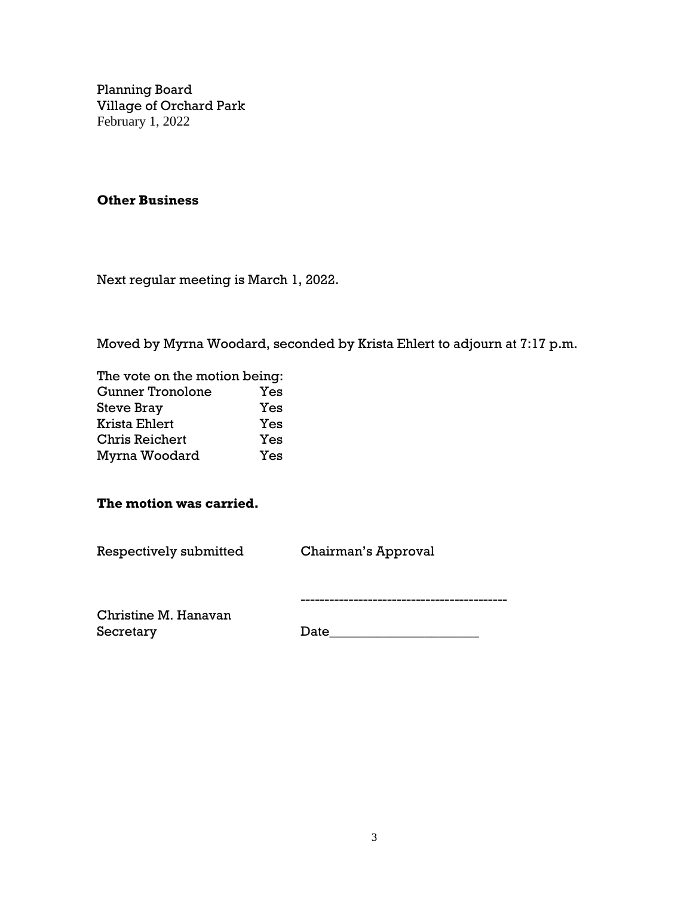Planning Board
Village of Orchard Park
February 1, 2022

**Other Business**

Next regular meeting is March 1, 2022.

Moved by Myrna Woodard, seconded by Krista Ehlert to adjourn at 7:17 p.m.

The vote on the motion being:

| | |
|---|---|
| Gunner Tronolone | Yes |
| Steve Bray | Yes |
| Krista Ehlert | Yes |
| Chris Reichert | Yes |
| Myrna Woodard | Yes |

**The motion was carried.**

Respectively submitted

Christine M. Hanavan
Secretary

Chairman's Approval

-------------------------------------------

Date____________________